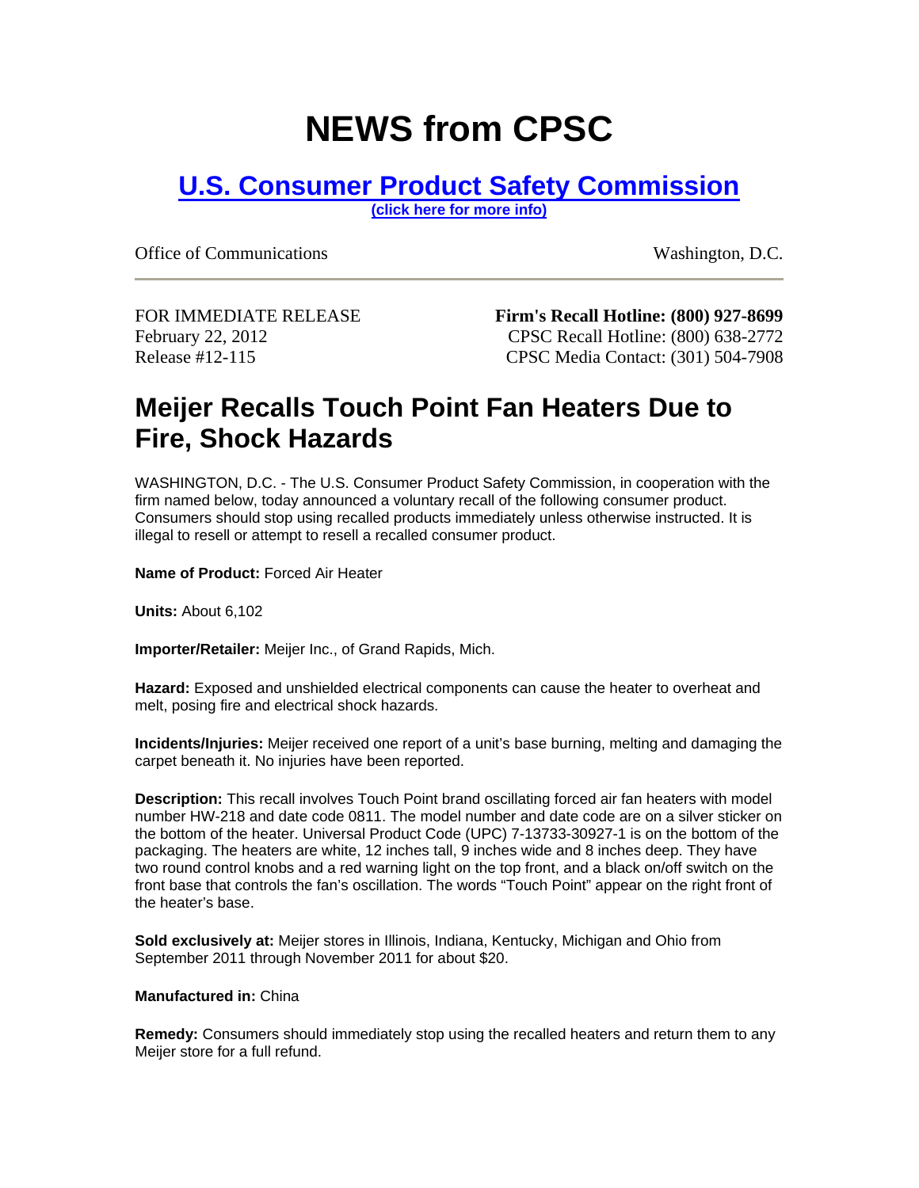# NEWS from CPSC

## [U.S. Consumer Product Safety Commission](#)

[(click here for more info)](#)

Office of Communications — Washington, D.C.

---

FOR IMMEDIATE RELEASE
February 22, 2012
Release #12-115

**Firm's Recall Hotline: (800) 927-8699**
CPSC Recall Hotline: (800) 638-2772
CPSC Media Contact: (301) 504-7908

## Meijer Recalls Touch Point Fan Heaters Due to Fire, Shock Hazards

WASHINGTON, D.C. - The U.S. Consumer Product Safety Commission, in cooperation with the firm named below, today announced a voluntary recall of the following consumer product. Consumers should stop using recalled products immediately unless otherwise instructed. It is illegal to resell or attempt to resell a recalled consumer product.

**Name of Product:** Forced Air Heater

**Units:** About 6,102

**Importer/Retailer:** Meijer Inc., of Grand Rapids, Mich.

**Hazard:** Exposed and unshielded electrical components can cause the heater to overheat and melt, posing fire and electrical shock hazards.

**Incidents/Injuries:** Meijer received one report of a unit's base burning, melting and damaging the carpet beneath it. No injuries have been reported.

**Description:** This recall involves Touch Point brand oscillating forced air fan heaters with model number HW-218 and date code 0811. The model number and date code are on a silver sticker on the bottom of the heater. Universal Product Code (UPC) 7-13733-30927-1 is on the bottom of the packaging. The heaters are white, 12 inches tall, 9 inches wide and 8 inches deep. They have two round control knobs and a red warning light on the top front, and a black on/off switch on the front base that controls the fan's oscillation. The words "Touch Point" appear on the right front of the heater's base.

**Sold exclusively at:** Meijer stores in Illinois, Indiana, Kentucky, Michigan and Ohio from September 2011 through November 2011 for about $20.

**Manufactured in:** China

**Remedy:** Consumers should immediately stop using the recalled heaters and return them to any Meijer store for a full refund.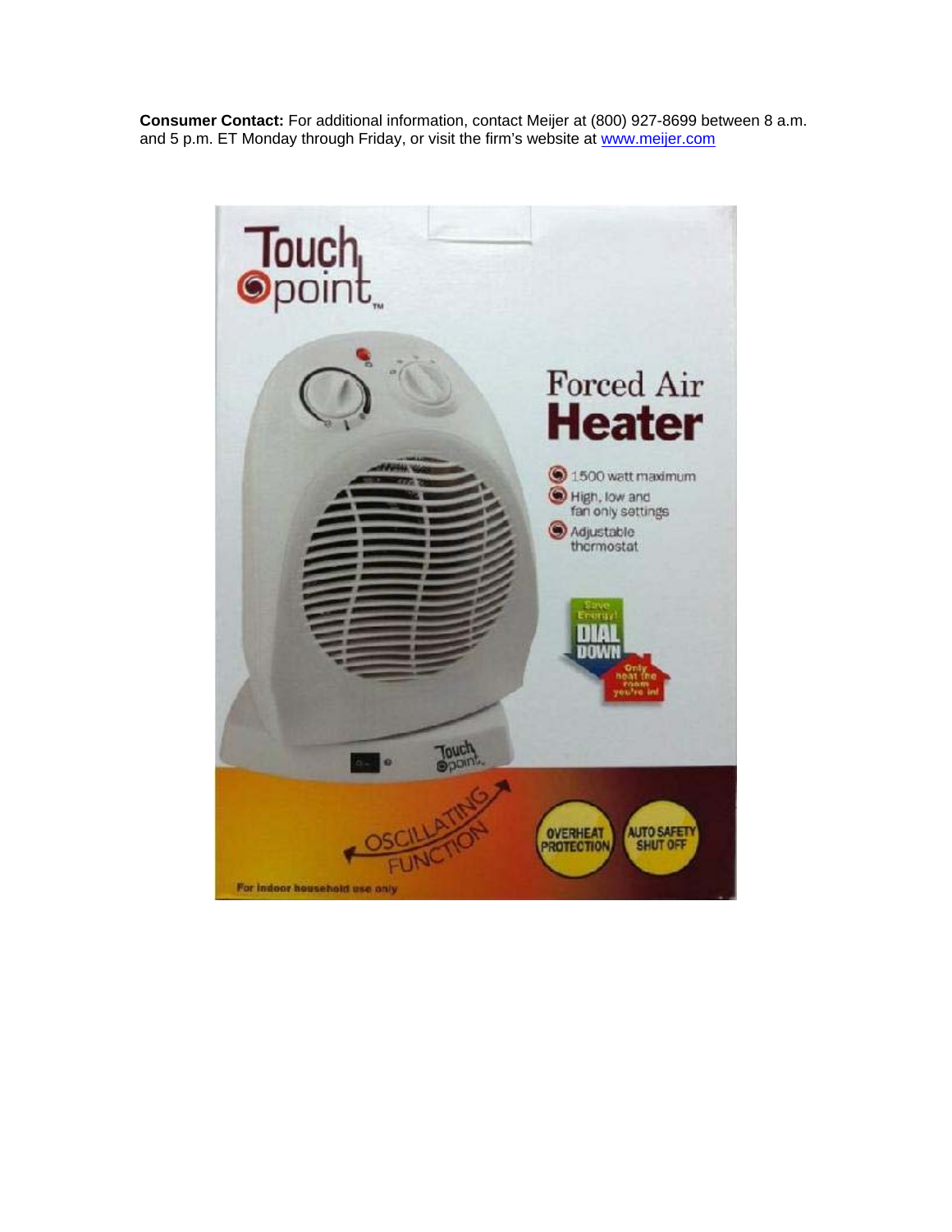**Consumer Contact:** For additional information, contact Meijer at (800) 927-8699 between 8 a.m. and 5 p.m. ET Monday through Friday, or visit the firm's website at [www.meijer.com](http://www.meijer.com)